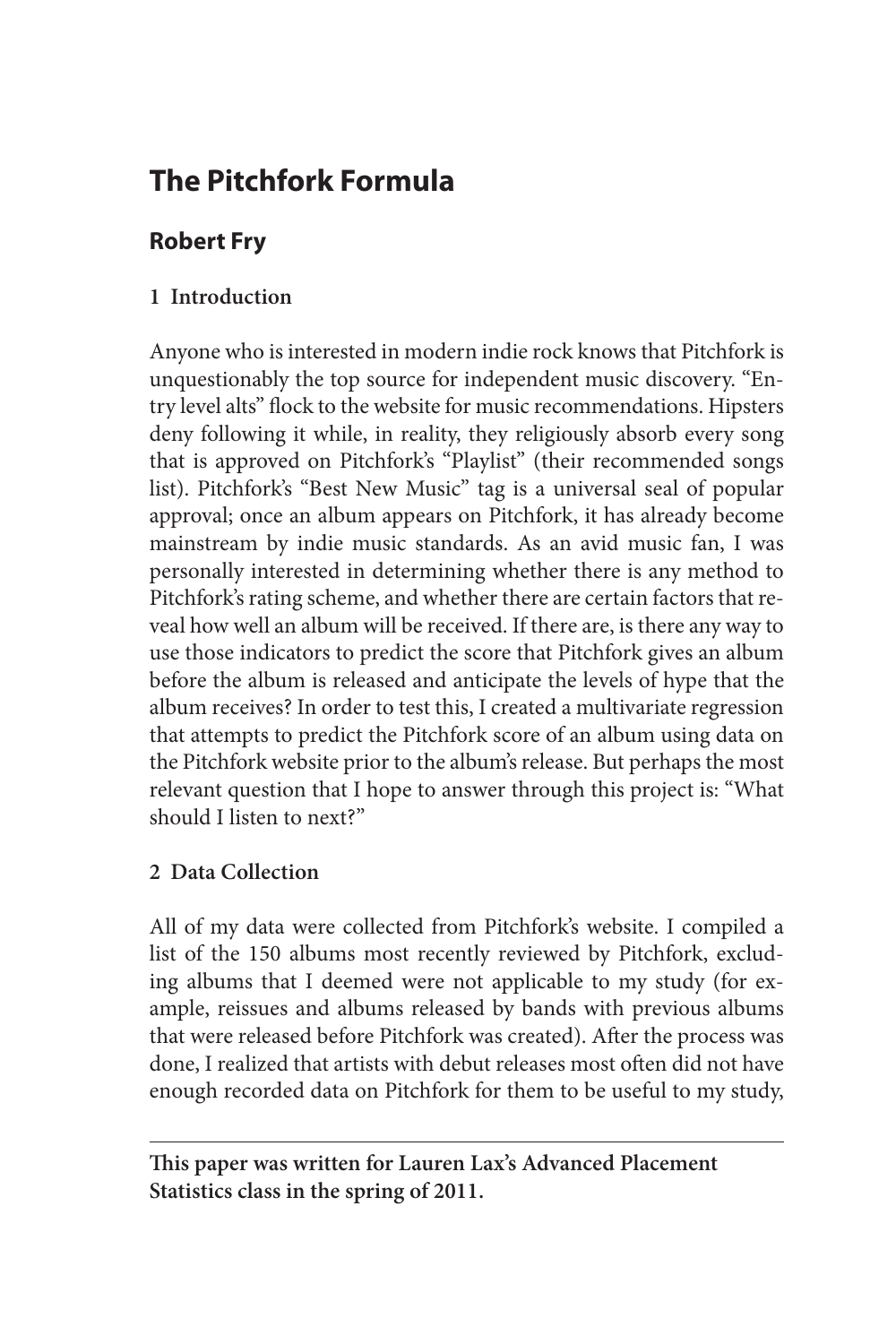# The Pitchfork Formula

## Robert Fry

### 1 Introduction

Anyone who is interested in modern indie rock knows that Pitchfork is unquestionably the top source for independent music discovery. "Entry level alts" flock to the website for music recommendations. Hipsters deny following it while, in reality, they religiously absorb every song that is approved on Pitchfork's "Playlist" (their recommended songs list). Pitchfork's "Best New Music" tag is a universal seal of popular approval; once an album appears on Pitchfork, it has already become mainstream by indie music standards. As an avid music fan, I was personally interested in determining whether there is any method to Pitchfork's rating scheme, and whether there are certain factors that reveal how well an album will be received. If there are, is there any way to use those indicators to predict the score that Pitchfork gives an album before the album is released and anticipate the levels of hype that the album receives? In order to test this, I created a multivariate regression that attempts to predict the Pitchfork score of an album using data on the Pitchfork website prior to the album's release. But perhaps the most relevant question that I hope to answer through this project is: "What should I listen to next?"

### 2 Data Collection

All of my data were collected from Pitchfork's website. I compiled a list of the 150 albums most recently reviewed by Pitchfork, excluding albums that I deemed were not applicable to my study (for example, reissues and albums released by bands with previous albums that were released before Pitchfork was created). After the process was done, I realized that artists with debut releases most often did not have enough recorded data on Pitchfork for them to be useful to my study,

**This paper was written for Lauren Lax's Advanced Placement Statistics class in the spring of 2011.**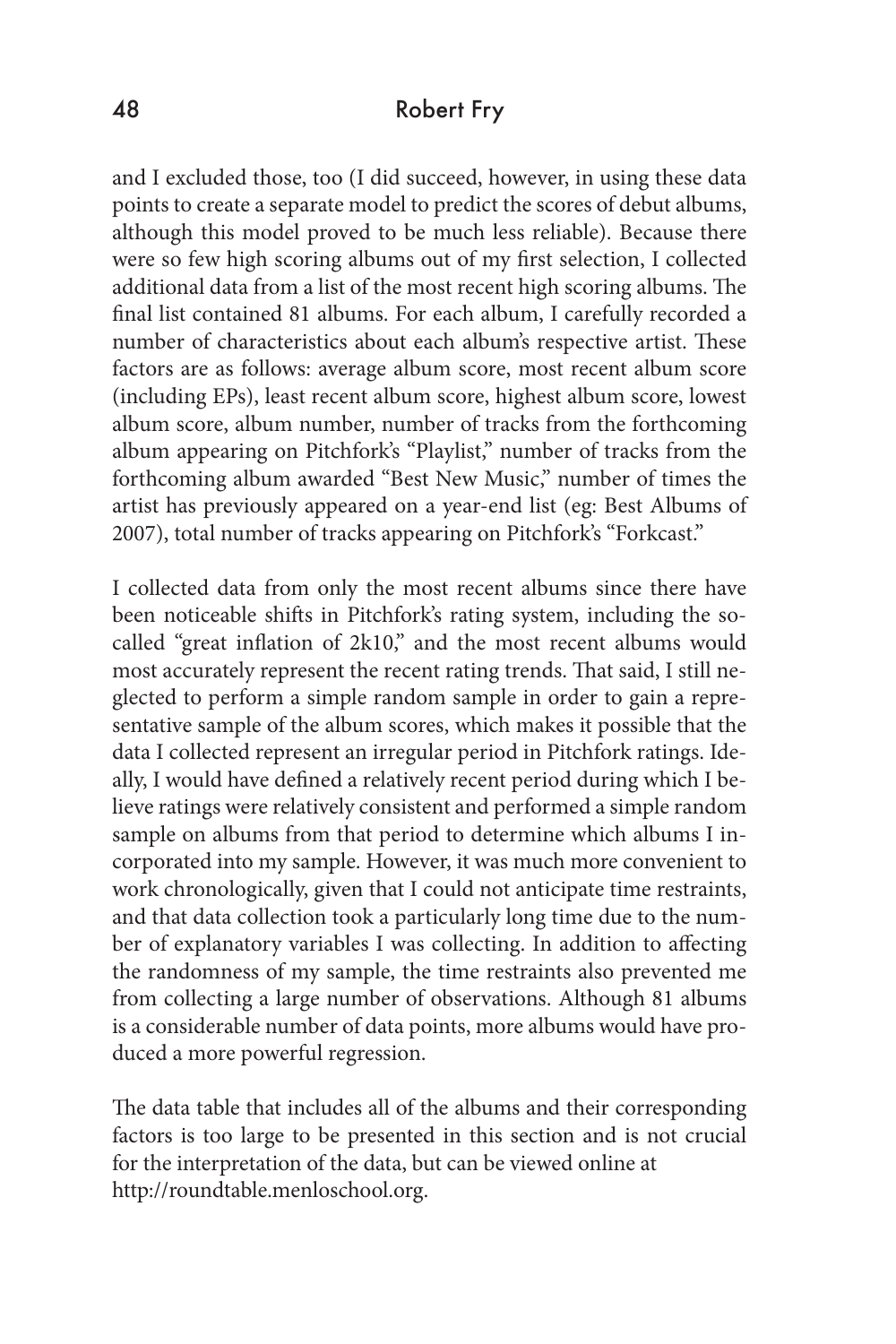and I excluded those, too (I did succeed, however, in using these data points to create a separate model to predict the scores of debut albums, although this model proved to be much less reliable). Because there were so few high scoring albums out of my first selection, I collected additional data from a list of the most recent high scoring albums. The final list contained 81 albums. For each album, I carefully recorded a number of characteristics about each album's respective artist. These factors are as follows: average album score, most recent album score (including EPs), least recent album score, highest album score, lowest album score, album number, number of tracks from the forthcoming album appearing on Pitchfork's "Playlist," number of tracks from the forthcoming album awarded "Best New Music," number of times the artist has previously appeared on a year-end list (eg: Best Albums of 2007), total number of tracks appearing on Pitchfork's "Forkcast."

I collected data from only the most recent albums since there have been noticeable shifts in Pitchfork's rating system, including the so-called "great inflation of 2k10," and the most recent albums would most accurately represent the recent rating trends. That said, I still neglected to perform a simple random sample in order to gain a representative sample of the album scores, which makes it possible that the data I collected represent an irregular period in Pitchfork ratings. Ideally, I would have defined a relatively recent period during which I believe ratings were relatively consistent and performed a simple random sample on albums from that period to determine which albums I incorporated into my sample. However, it was much more convenient to work chronologically, given that I could not anticipate time restraints, and that data collection took a particularly long time due to the number of explanatory variables I was collecting. In addition to affecting the randomness of my sample, the time restraints also prevented me from collecting a large number of observations. Although 81 albums is a considerable number of data points, more albums would have produced a more powerful regression.

The data table that includes all of the albums and their corresponding factors is too large to be presented in this section and is not crucial for the interpretation of the data, but can be viewed online at http://roundtable.menloschool.org.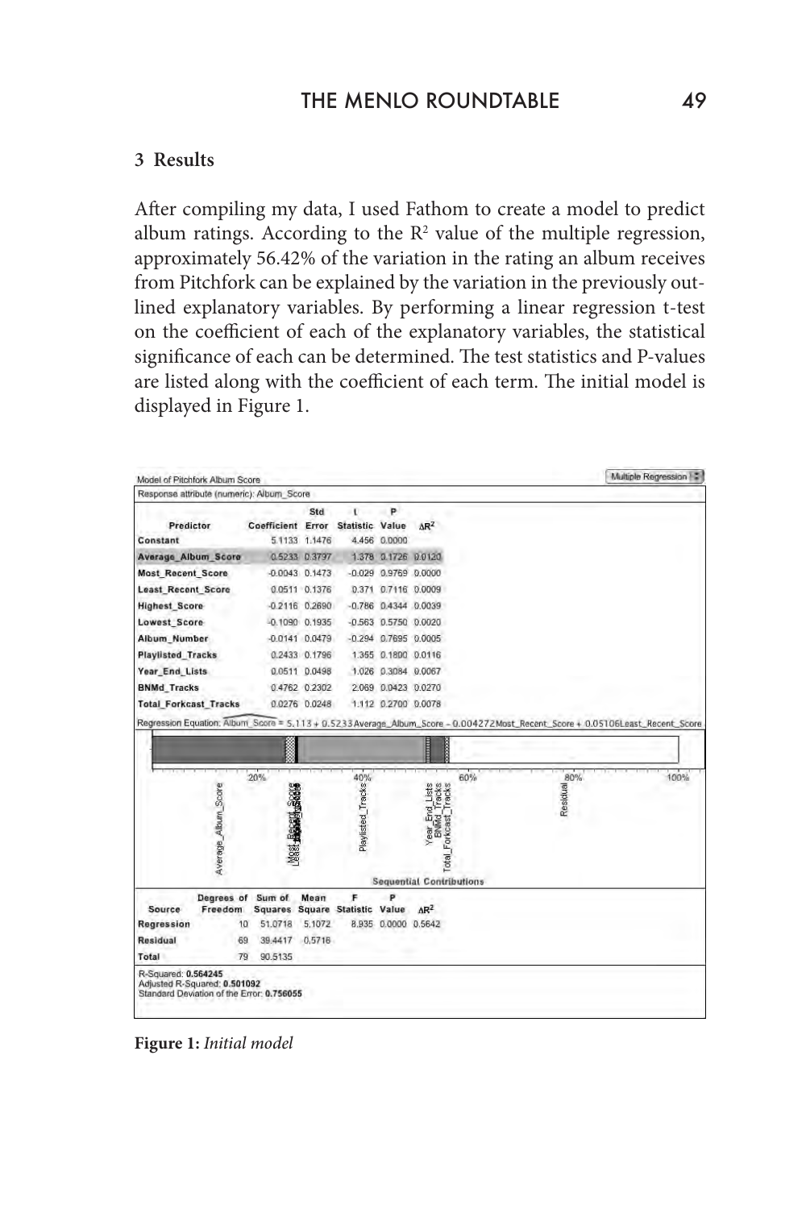## 3 Results

After compiling my data, I used Fathom to create a model to predict album ratings. According to the $R^2$ value of the multiple regression, approximately 56.42% of the variation in the rating an album receives from Pitchfork can be explained by the variation in the previously outlined explanatory variables. By performing a linear regression t-test on the coefficient of each of the explanatory variables, the statistical significance of each can be determined. The test statistics and P-values are listed along with the coefficient of each term. The initial model is displayed in Figure 1.

Model of Pitchfork Album Score

Response attribute (numeric): Album_Score

| Predictor | Coefficient | Std Error | t Statistic | P Value | $\Delta R^2$ |
|---|---|---|---|---|---|
| Constant | 5.1133 | 1.1476 | 4.456 | 0.0000 | |
| Average_Album_Score | 0.5233 | 0.3797 | 1.378 | 0.1726 | 0.0120 |
| Most_Recent_Score | -0.0043 | 0.1473 | -0.029 | 0.9769 | 0.0000 |
| Least_Recent_Score | 0.0511 | 0.1376 | 0.371 | 0.7116 | 0.0009 |
| Highest_Score | -0.2116 | 0.2690 | -0.786 | 0.4344 | 0.0039 |
| Lowest_Score | -0.1090 | 0.1935 | -0.563 | 0.5750 | 0.0020 |
| Album_Number | -0.0141 | 0.0479 | -0.294 | 0.7695 | 0.0005 |
| Playlisted_Tracks | 0.2433 | 0.1796 | 1.355 | 0.1800 | 0.0116 |
| Year_End_Lists | 0.0511 | 0.0498 | 1.026 | 0.3084 | 0.0067 |
| BNMd_Tracks | 0.4762 | 0.2302 | 2.069 | 0.0423 | 0.0270 |
| Total_Forkcast_Tracks | 0.0276 | 0.0248 | 1.112 | 0.2700 | 0.0078 |

Regression Equation: $\widehat{\text{Album\_Score}} = 5.113 + 0.5233\text{Average\_Album\_Score} - 0.004272\text{Most\_Recent\_Score} + 0.05106\text{Least\_Recent\_Score}$

Sequential Contributions

| Source | Degrees of Freedom | Sum of Squares | Mean Square | F Statistic | P Value | $\Delta R^2$ |
|---|---|---|---|---|---|---|
| Regression | 10 | 51.0718 | 5.1072 | 8.935 | 0.0000 | 0.5642 |
| Residual | 69 | 39.4417 | 0.5716 | | | |
| Total | 79 | 90.5135 | | | | |

R-Squared: **0.564245**
Adjusted R-Squared: **0.501092**
Standard Deviation of the Error: **0.756055**

**Figure 1:** *Initial model*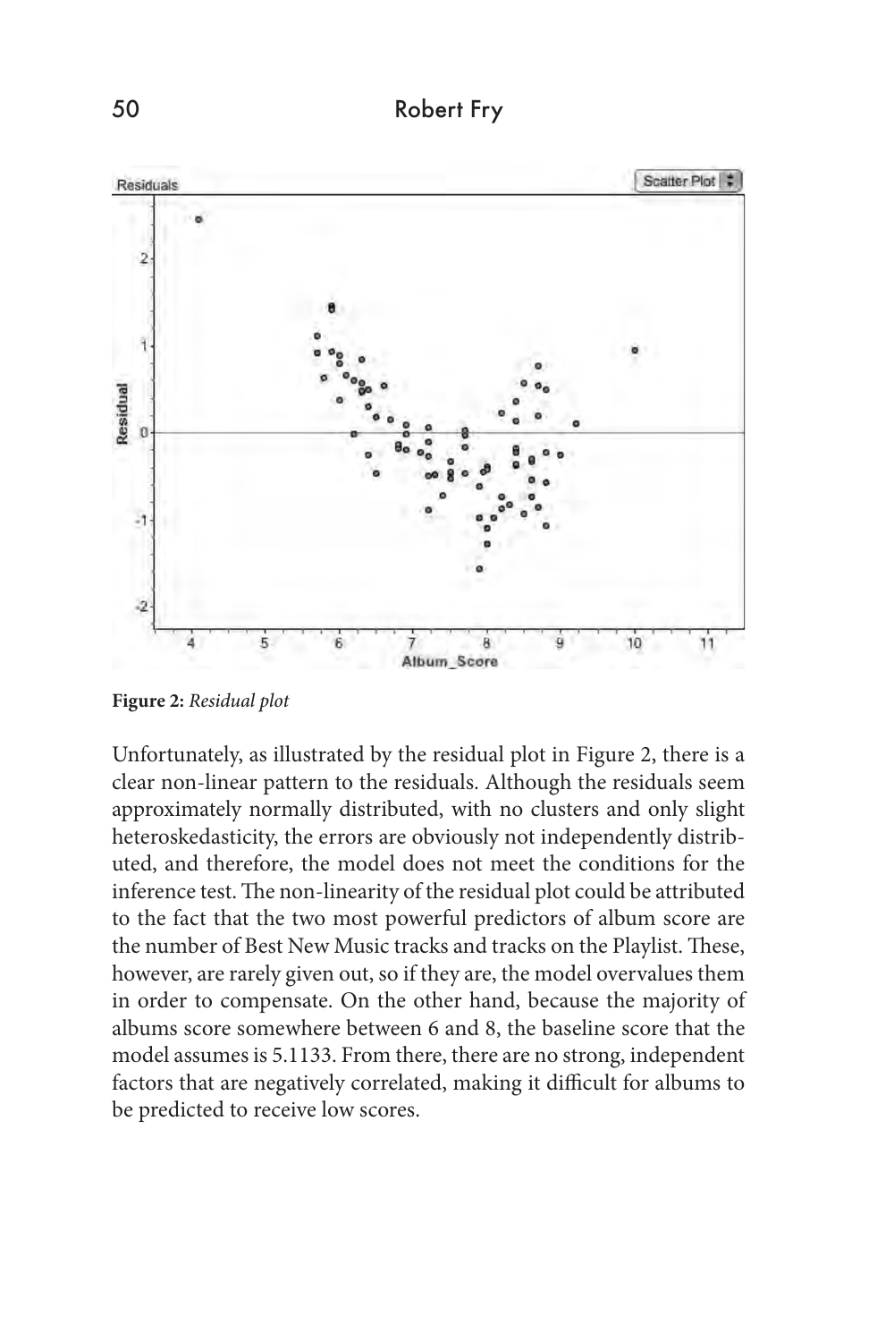**Figure 2:** *Residual plot*

Unfortunately, as illustrated by the residual plot in Figure 2, there is a clear non-linear pattern to the residuals. Although the residuals seem approximately normally distributed, with no clusters and only slight heteroskedasticity, the errors are obviously not independently distributed, and therefore, the model does not meet the conditions for the inference test. The non-linearity of the residual plot could be attributed to the fact that the two most powerful predictors of album score are the number of Best New Music tracks and tracks on the Playlist. These, however, are rarely given out, so if they are, the model overvalues them in order to compensate. On the other hand, because the majority of albums score somewhere between 6 and 8, the baseline score that the model assumes is 5.1133. From there, there are no strong, independent factors that are negatively correlated, making it difficult for albums to be predicted to receive low scores.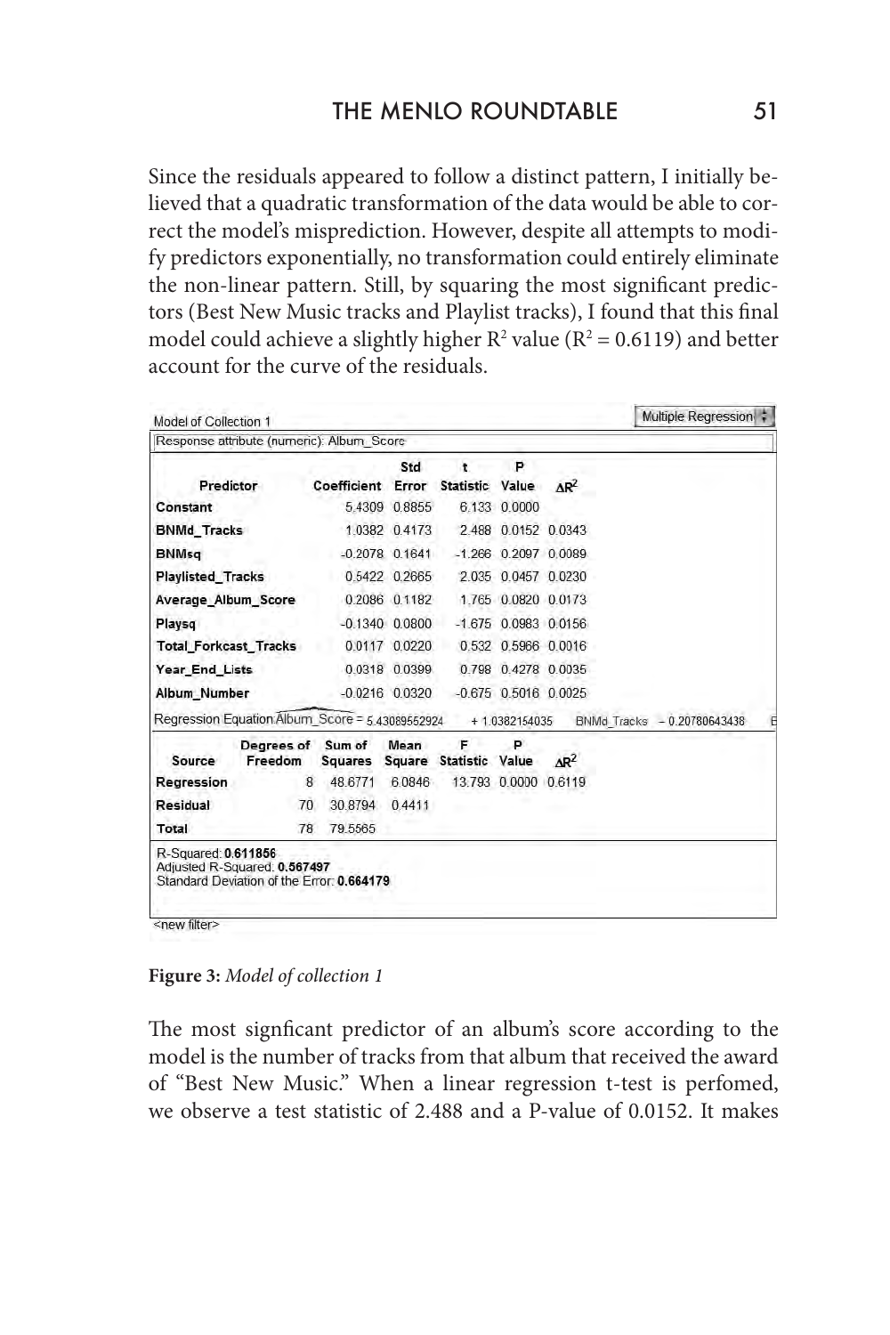Since the residuals appeared to follow a distinct pattern, I initially believed that a quadratic transformation of the data would be able to correct the model's misprediction. However, despite all attempts to modify predictors exponentially, no transformation could entirely eliminate the non-linear pattern. Still, by squaring the most significant predictors (Best New Music tracks and Playlist tracks), I found that this final model could achieve a slightly higher $R^2$ value ($R^2 = 0.6119$) and better account for the curve of the residuals.

Model of Collection 1 — Multiple Regression

Response attribute (numeric): Album_Score

| Predictor | Coefficient | Std Error | t Statistic | P Value | $\Delta R^2$ |
|---|---|---|---|---|---|
| Constant | 5.4309 | 0.8855 | 6.133 | 0.0000 | |
| BNMd_Tracks | 1.0382 | 0.4173 | 2.488 | 0.0152 | 0.0343 |
| BNMsq | -0.2078 | 0.1641 | -1.266 | 0.2097 | 0.0089 |
| Playlisted_Tracks | 0.5422 | 0.2665 | 2.035 | 0.0457 | 0.0230 |
| Average_Album_Score | 0.2086 | 0.1182 | 1.765 | 0.0820 | 0.0173 |
| Playsq | -0.1340 | 0.0800 | -1.675 | 0.0983 | 0.0156 |
| Total_Forkcast_Tracks | 0.0117 | 0.0220 | 0.532 | 0.5966 | 0.0016 |
| Year_End_Lists | 0.0318 | 0.0399 | 0.798 | 0.4278 | 0.0035 |
| Album_Number | -0.0216 | 0.0320 | -0.675 | 0.5016 | 0.0025 |

Regression Equation Album_Score = 5.43089552924 + 1.0382154035 BNMd_Tracks − 0.20780643438

| Source | Degrees of Freedom | Sum of Squares | Mean Square | F Statistic | P Value | $\Delta R^2$ |
|---|---|---|---|---|---|---|
| Regression | 8 | 48.6771 | 6.0846 | 13.793 | 0.0000 | 0.6119 |
| Residual | 70 | 30.8794 | 0.4411 | | | |
| Total | 78 | 79.5565 | | | | |

R-Squared: **0.611856**
Adjusted R-Squared: **0.567497**
Standard Deviation of the Error: **0.664179**

<new filter>

**Figure 3:** *Model of collection 1*

The most signficant predictor of an album's score according to the model is the number of tracks from that album that received the award of "Best New Music." When a linear regression t-test is perfomed, we observe a test statistic of 2.488 and a P-value of 0.0152. It makes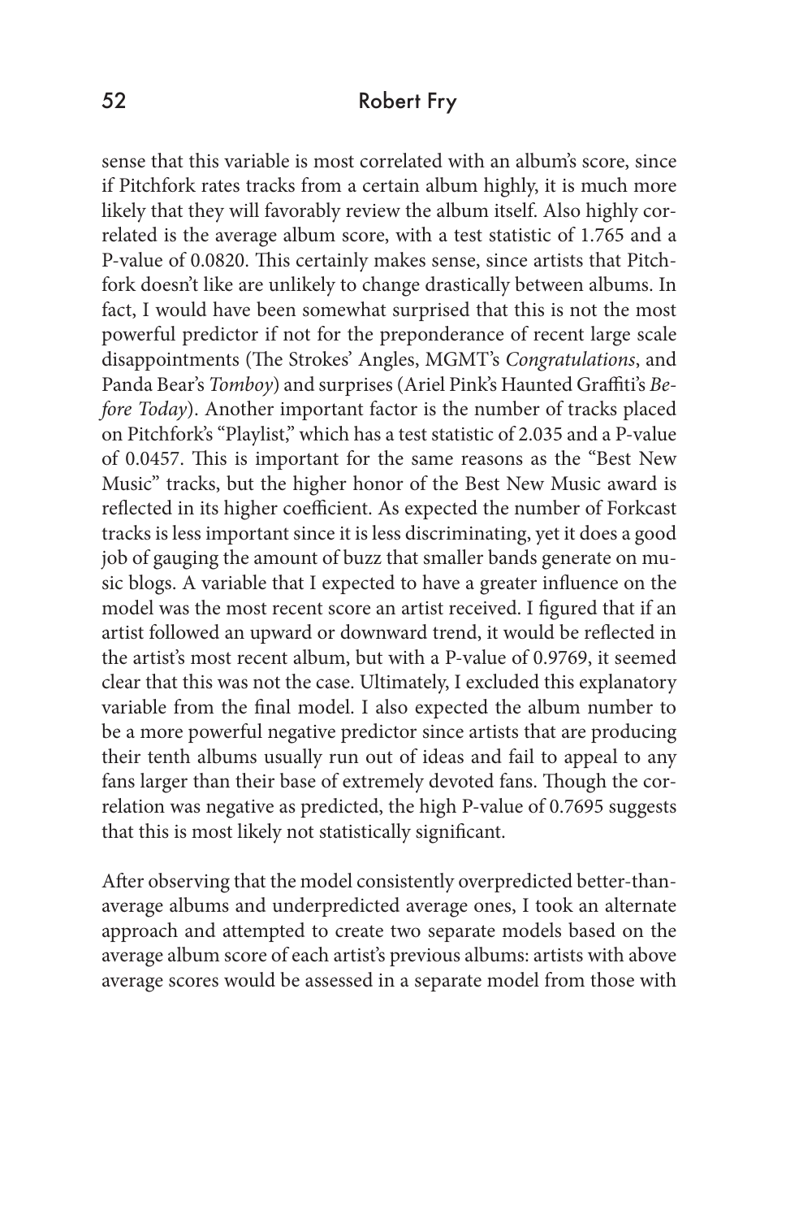sense that this variable is most correlated with an album's score, since if Pitchfork rates tracks from a certain album highly, it is much more likely that they will favorably review the album itself. Also highly correlated is the average album score, with a test statistic of 1.765 and a P-value of 0.0820. This certainly makes sense, since artists that Pitchfork doesn't like are unlikely to change drastically between albums. In fact, I would have been somewhat surprised that this is not the most powerful predictor if not for the preponderance of recent large scale disappointments (The Strokes' Angles, MGMT's *Congratulations*, and Panda Bear's *Tomboy*) and surprises (Ariel Pink's Haunted Graffiti's *Before Today*). Another important factor is the number of tracks placed on Pitchfork's "Playlist," which has a test statistic of 2.035 and a P-value of 0.0457. This is important for the same reasons as the "Best New Music" tracks, but the higher honor of the Best New Music award is reflected in its higher coefficient. As expected the number of Forkcast tracks is less important since it is less discriminating, yet it does a good job of gauging the amount of buzz that smaller bands generate on music blogs. A variable that I expected to have a greater influence on the model was the most recent score an artist received. I figured that if an artist followed an upward or downward trend, it would be reflected in the artist's most recent album, but with a P-value of 0.9769, it seemed clear that this was not the case. Ultimately, I excluded this explanatory variable from the final model. I also expected the album number to be a more powerful negative predictor since artists that are producing their tenth albums usually run out of ideas and fail to appeal to any fans larger than their base of extremely devoted fans. Though the correlation was negative as predicted, the high P-value of 0.7695 suggests that this is most likely not statistically significant.

After observing that the model consistently overpredicted better-than-average albums and underpredicted average ones, I took an alternate approach and attempted to create two separate models based on the average album score of each artist's previous albums: artists with above average scores would be assessed in a separate model from those with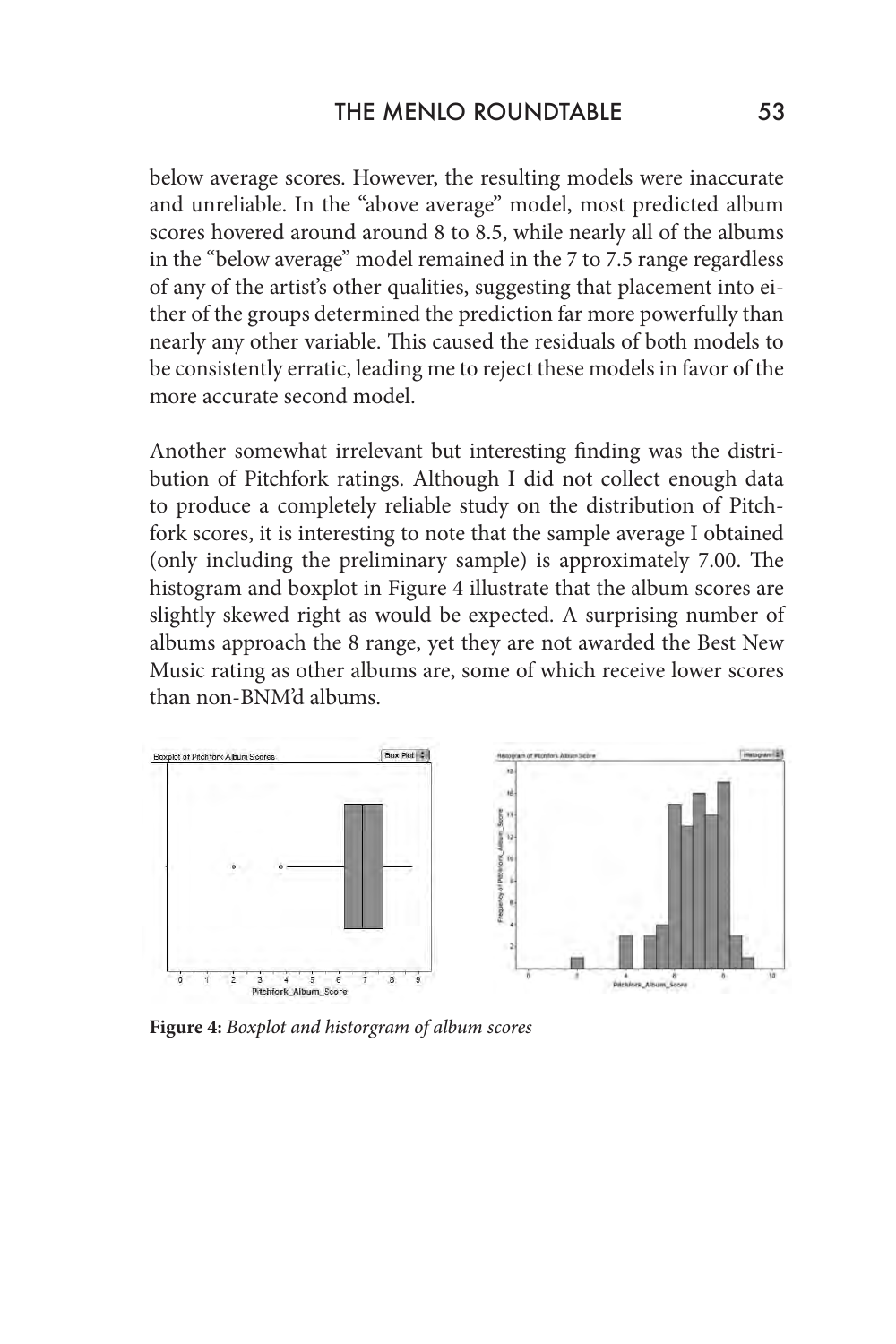below average scores. However, the resulting models were inaccurate and unreliable. In the "above average" model, most predicted album scores hovered around around 8 to 8.5, while nearly all of the albums in the "below average" model remained in the 7 to 7.5 range regardless of any of the artist's other qualities, suggesting that placement into either of the groups determined the prediction far more powerfully than nearly any other variable. This caused the residuals of both models to be consistently erratic, leading me to reject these models in favor of the more accurate second model.

Another somewhat irrelevant but interesting finding was the distribution of Pitchfork ratings. Although I did not collect enough data to produce a completely reliable study on the distribution of Pitchfork scores, it is interesting to note that the sample average I obtained (only including the preliminary sample) is approximately 7.00. The histogram and boxplot in Figure 4 illustrate that the album scores are slightly skewed right as would be expected. A surprising number of albums approach the 8 range, yet they are not awarded the Best New Music rating as other albums are, some of which receive lower scores than non-BNM'd albums.

**Figure 4:** *Boxplot and historgram of album scores*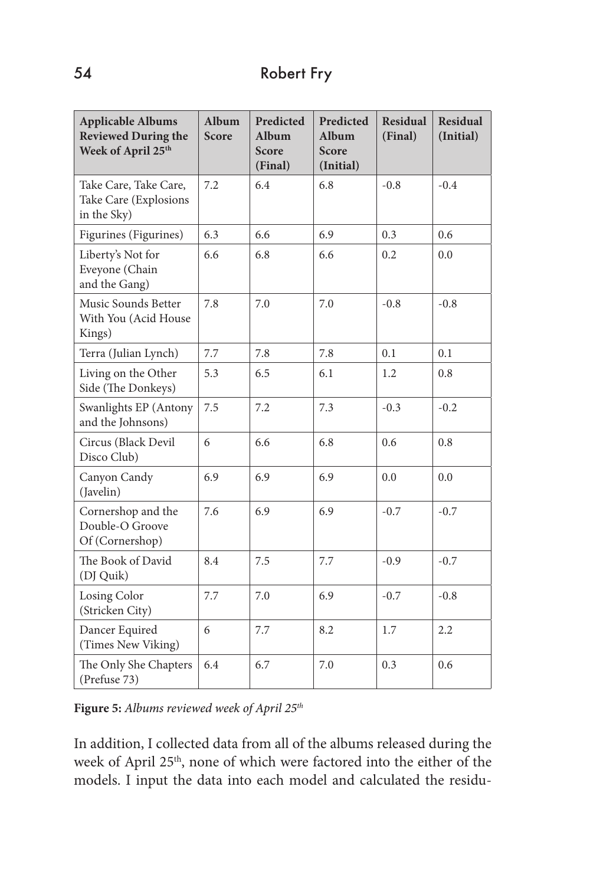| Applicable Albums Reviewed During the Week of April 25th | Album Score | Predicted Album Score (Final) | Predicted Album Score (Initial) | Residual (Final) | Residual (Initial) |
|---|---|---|---|---|---|
| Take Care, Take Care, Take Care (Explosions in the Sky) | 7.2 | 6.4 | 6.8 | -0.8 | -0.4 |
| Figurines (Figurines) | 6.3 | 6.6 | 6.9 | 0.3 | 0.6 |
| Liberty's Not for Eveyone (Chain and the Gang) | 6.6 | 6.8 | 6.6 | 0.2 | 0.0 |
| Music Sounds Better With You (Acid House Kings) | 7.8 | 7.0 | 7.0 | -0.8 | -0.8 |
| Terra (Julian Lynch) | 7.7 | 7.8 | 7.8 | 0.1 | 0.1 |
| Living on the Other Side (The Donkeys) | 5.3 | 6.5 | 6.1 | 1.2 | 0.8 |
| Swanlights EP (Antony and the Johnsons) | 7.5 | 7.2 | 7.3 | -0.3 | -0.2 |
| Circus (Black Devil Disco Club) | 6 | 6.6 | 6.8 | 0.6 | 0.8 |
| Canyon Candy (Javelin) | 6.9 | 6.9 | 6.9 | 0.0 | 0.0 |
| Cornershop and the Double-O Groove Of (Cornershop) | 7.6 | 6.9 | 6.9 | -0.7 | -0.7 |
| The Book of David (DJ Quik) | 8.4 | 7.5 | 7.7 | -0.9 | -0.7 |
| Losing Color (Stricken City) | 7.7 | 7.0 | 6.9 | -0.7 | -0.8 |
| Dancer Equired (Times New Viking) | 6 | 7.7 | 8.2 | 1.7 | 2.2 |
| The Only She Chapters (Prefuse 73) | 6.4 | 6.7 | 7.0 | 0.3 | 0.6 |

**Figure 5:** *Albums reviewed week of April 25th*

In addition, I collected data from all of the albums released during the week of April 25th, none of which were factored into the either of the models. I input the data into each model and calculated the residu-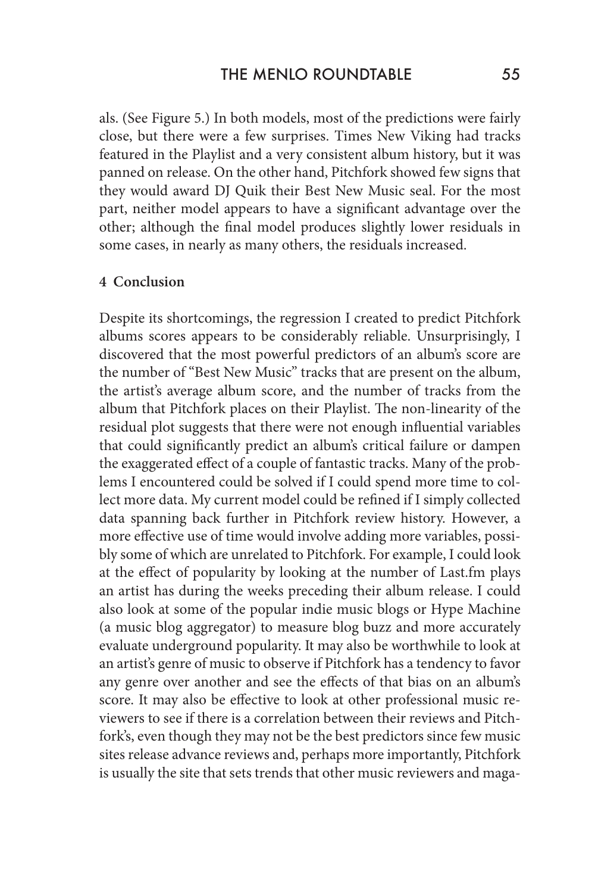als. (See Figure 5.) In both models, most of the predictions were fairly close, but there were a few surprises. Times New Viking had tracks featured in the Playlist and a very consistent album history, but it was panned on release. On the other hand, Pitchfork showed few signs that they would award DJ Quik their Best New Music seal. For the most part, neither model appears to have a significant advantage over the other; although the final model produces slightly lower residuals in some cases, in nearly as many others, the residuals increased.

## 4 Conclusion

Despite its shortcomings, the regression I created to predict Pitchfork albums scores appears to be considerably reliable. Unsurprisingly, I discovered that the most powerful predictors of an album's score are the number of "Best New Music" tracks that are present on the album, the artist's average album score, and the number of tracks from the album that Pitchfork places on their Playlist. The non-linearity of the residual plot suggests that there were not enough influential variables that could significantly predict an album's critical failure or dampen the exaggerated effect of a couple of fantastic tracks. Many of the problems I encountered could be solved if I could spend more time to collect more data. My current model could be refined if I simply collected data spanning back further in Pitchfork review history. However, a more effective use of time would involve adding more variables, possibly some of which are unrelated to Pitchfork. For example, I could look at the effect of popularity by looking at the number of Last.fm plays an artist has during the weeks preceding their album release. I could also look at some of the popular indie music blogs or Hype Machine (a music blog aggregator) to measure blog buzz and more accurately evaluate underground popularity. It may also be worthwhile to look at an artist's genre of music to observe if Pitchfork has a tendency to favor any genre over another and see the effects of that bias on an album's score. It may also be effective to look at other professional music reviewers to see if there is a correlation between their reviews and Pitchfork's, even though they may not be the best predictors since few music sites release advance reviews and, perhaps more importantly, Pitchfork is usually the site that sets trends that other music reviewers and maga-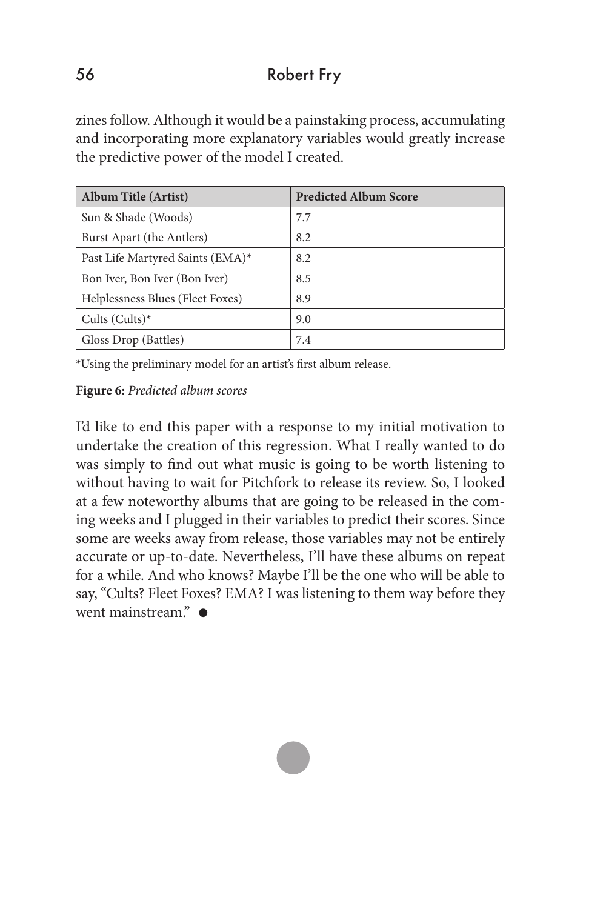zines follow. Although it would be a painstaking process, accumulating and incorporating more explanatory variables would greatly increase the predictive power of the model I created.

| Album Title (Artist) | Predicted Album Score |
| --- | --- |
| Sun & Shade (Woods) | 7.7 |
| Burst Apart (the Antlers) | 8.2 |
| Past Life Martyred Saints (EMA)* | 8.2 |
| Bon Iver, Bon Iver (Bon Iver) | 8.5 |
| Helplessness Blues (Fleet Foxes) | 8.9 |
| Cults (Cults)* | 9.0 |
| Gloss Drop (Battles) | 7.4 |

*Using the preliminary model for an artist's first album release.

**Figure 6:** *Predicted album scores*

I'd like to end this paper with a response to my initial motivation to undertake the creation of this regression. What I really wanted to do was simply to find out what music is going to be worth listening to without having to wait for Pitchfork to release its review. So, I looked at a few noteworthy albums that are going to be released in the coming weeks and I plugged in their variables to predict their scores. Since some are weeks away from release, those variables may not be entirely accurate or up-to-date. Nevertheless, I'll have these albums on repeat for a while. And who knows? Maybe I'll be the one who will be able to say, "Cults? Fleet Foxes? EMA? I was listening to them way before they went mainstream." ●